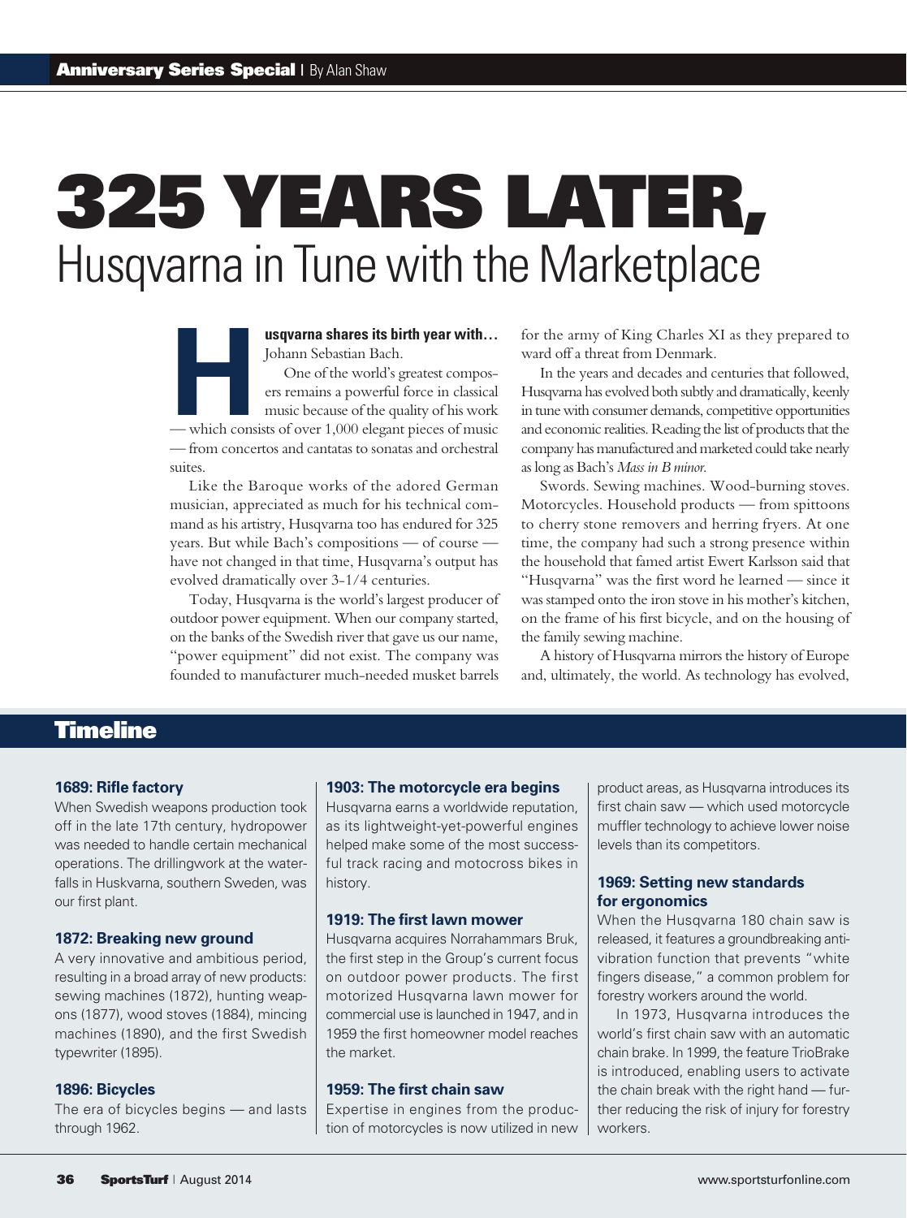Anniversary Series Special | By Alan Shaw

# 325 YEARS LATER,
## Husqvarna in Tune with the Marketplace

**Husqvarna shares its birth year with…** Johann Sebastian Bach.

One of the world's greatest composers remains a powerful force in classical music because of the quality of his work — which consists of over 1,000 elegant pieces of music — from concertos and cantatas to sonatas and orchestral suites.

Like the Baroque works of the adored German musician, appreciated as much for his technical command as his artistry, Husqvarna too has endured for 325 years. But while Bach's compositions — of course — have not changed in that time, Husqvarna's output has evolved dramatically over 3-1/4 centuries.

Today, Husqvarna is the world's largest producer of outdoor power equipment. When our company started, on the banks of the Swedish river that gave us our name, "power equipment" did not exist. The company was founded to manufacturer much-needed musket barrels for the army of King Charles XI as they prepared to ward off a threat from Denmark.

In the years and decades and centuries that followed, Husqvarna has evolved both subtly and dramatically, keenly in tune with consumer demands, competitive opportunities and economic realities. Reading the list of products that the company has manufactured and marketed could take nearly as long as Bach's *Mass in B minor*.

Swords. Sewing machines. Wood-burning stoves. Motorcycles. Household products — from spittoons to cherry stone removers and herring fryers. At one time, the company had such a strong presence within the household that famed artist Ewert Karlsson said that "Husqvarna" was the first word he learned — since it was stamped onto the iron stove in his mother's kitchen, on the frame of his first bicycle, and on the housing of the family sewing machine.

A history of Husqvarna mirrors the history of Europe and, ultimately, the world. As technology has evolved,

## Timeline

**1689: Rifle factory**
When Swedish weapons production took off in the late 17th century, hydropower was needed to handle certain mechanical operations. The drillingwork at the waterfalls in Huskvarna, southern Sweden, was our first plant.

**1872: Breaking new ground**
A very innovative and ambitious period, resulting in a broad array of new products: sewing machines (1872), hunting weapons (1877), wood stoves (1884), mincing machines (1890), and the first Swedish typewriter (1895).

**1896: Bicycles**
The era of bicycles begins — and lasts through 1962.

**1903: The motorcycle era begins**
Husqvarna earns a worldwide reputation, as its lightweight-yet-powerful engines helped make some of the most successful track racing and motocross bikes in history.

**1919: The first lawn mower**
Husqvarna acquires Norrahammars Bruk, the first step in the Group's current focus on outdoor power products. The first motorized Husqvarna lawn mower for commercial use is launched in 1947, and in 1959 the first homeowner model reaches the market.

**1959: The first chain saw**
Expertise in engines from the production of motorcycles is now utilized in new product areas, as Husqvarna introduces its first chain saw — which used motorcycle muffler technology to achieve lower noise levels than its competitors.

**1969: Setting new standards for ergonomics**
When the Husqvarna 180 chain saw is released, it features a groundbreaking anti-vibration function that prevents "white fingers disease," a common problem for forestry workers around the world.

In 1973, Husqvarna introduces the world's first chain saw with an automatic chain brake. In 1999, the feature TrioBrake is introduced, enabling users to activate the chain break with the right hand — further reducing the risk of injury for forestry workers.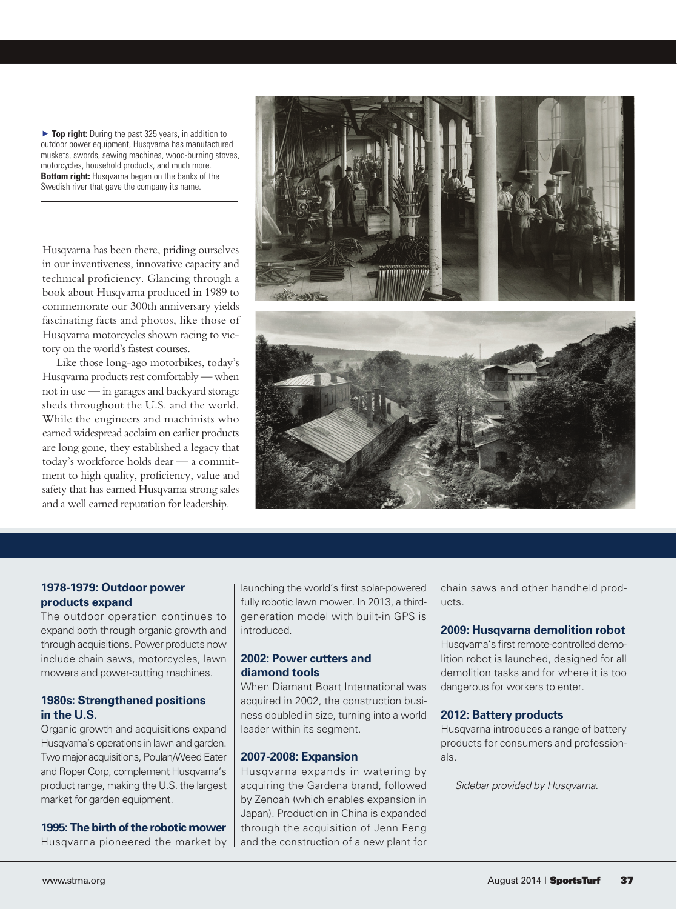▶ **Top right:** During the past 325 years, in addition to outdoor power equipment, Husqvarna has manufactured muskets, swords, sewing machines, wood-burning stoves, motorcycles, household products, and much more. **Bottom right:** Husqvarna began on the banks of the Swedish river that gave the company its name.

Husqvarna has been there, priding ourselves in our inventiveness, innovative capacity and technical proficiency. Glancing through a book about Husqvarna produced in 1989 to commemorate our 300th anniversary yields fascinating facts and photos, like those of Husqvarna motorcycles shown racing to victory on the world's fastest courses.

Like those long-ago motorbikes, today's Husqvarna products rest comfortably — when not in use — in garages and backyard storage sheds throughout the U.S. and the world. While the engineers and machinists who earned widespread acclaim on earlier products are long gone, they established a legacy that today's workforce holds dear — a commitment to high quality, proficiency, value and safety that has earned Husqvarna strong sales and a well earned reputation for leadership.

### 1978-1979: Outdoor power products expand

The outdoor operation continues to expand both through organic growth and through acquisitions. Power products now include chain saws, motorcycles, lawn mowers and power-cutting machines.

### 1980s: Strengthened positions in the U.S.

Organic growth and acquisitions expand Husqvarna's operations in lawn and garden. Two major acquisitions, Poulan/Weed Eater and Roper Corp, complement Husqvarna's product range, making the U.S. the largest market for garden equipment.

### 1995: The birth of the robotic mower

Husqvarna pioneered the market by launching the world's first solar-powered fully robotic lawn mower. In 2013, a third-generation model with built-in GPS is introduced.

### 2002: Power cutters and diamond tools

When Diamant Boart International was acquired in 2002, the construction business doubled in size, turning into a world leader within its segment.

### 2007-2008: Expansion

Husqvarna expands in watering by acquiring the Gardena brand, followed by Zenoah (which enables expansion in Japan). Production in China is expanded through the acquisition of Jenn Feng and the construction of a new plant for chain saws and other handheld products.

### 2009: Husqvarna demolition robot

Husqvarna's first remote-controlled demolition robot is launched, designed for all demolition tasks and for where it is too dangerous for workers to enter.

### 2012: Battery products

Husqvarna introduces a range of battery products for consumers and professionals.

*Sidebar provided by Husqvarna.*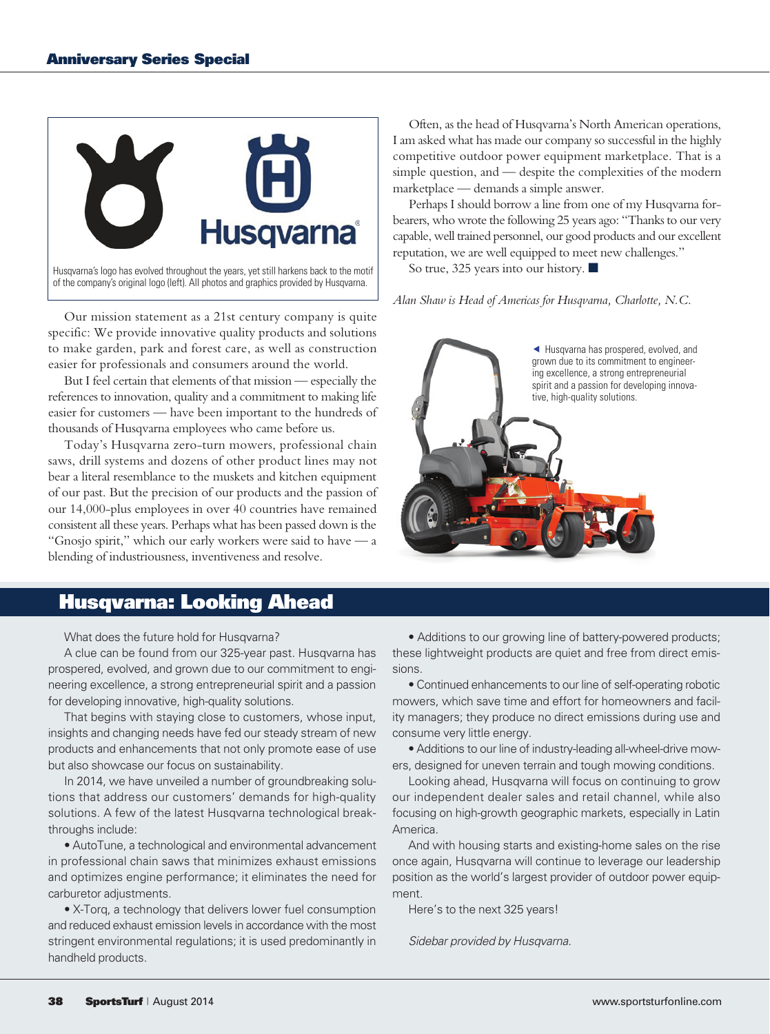Husqvarna's logo has evolved throughout the years, yet still harkens back to the motif of the company's original logo (left). All photos and graphics provided by Husqvarna.

Our mission statement as a 21st century company is quite specific: We provide innovative quality products and solutions to make garden, park and forest care, as well as construction easier for professionals and consumers around the world.

But I feel certain that elements of that mission — especially the references to innovation, quality and a commitment to making life easier for customers — have been important to the hundreds of thousands of Husqvarna employees who came before us.

Today's Husqvarna zero-turn mowers, professional chain saws, drill systems and dozens of other product lines may not bear a literal resemblance to the muskets and kitchen equipment of our past. But the precision of our products and the passion of our 14,000-plus employees in over 40 countries have remained consistent all these years. Perhaps what has been passed down is the "Gnosjo spirit," which our early workers were said to have — a blending of industriousness, inventiveness and resolve.

Often, as the head of Husqvarna's North American operations, I am asked what has made our company so successful in the highly competitive outdoor power equipment marketplace. That is a simple question, and — despite the complexities of the modern marketplace — demands a simple answer.

Perhaps I should borrow a line from one of my Husqvarna forbearers, who wrote the following 25 years ago: "Thanks to our very capable, well trained personnel, our good products and our excellent reputation, we are well equipped to meet new challenges."

So true, 325 years into our history. ■

*Alan Shaw is Head of Americas for Husqvarna, Charlotte, N.C.*

◄ Husqvarna has prospered, evolved, and grown due to its commitment to engineering excellence, a strong entrepreneurial spirit and a passion for developing innovative, high-quality solutions.

## Husqvarna: Looking Ahead

What does the future hold for Husqvarna?

A clue can be found from our 325-year past. Husqvarna has prospered, evolved, and grown due to our commitment to engineering excellence, a strong entrepreneurial spirit and a passion for developing innovative, high-quality solutions.

That begins with staying close to customers, whose input, insights and changing needs have fed our steady stream of new products and enhancements that not only promote ease of use but also showcase our focus on sustainability.

In 2014, we have unveiled a number of groundbreaking solutions that address our customers' demands for high-quality solutions. A few of the latest Husqvarna technological breakthroughs include:

- AutoTune, a technological and environmental advancement in professional chain saws that minimizes exhaust emissions and optimizes engine performance; it eliminates the need for carburetor adjustments.
- X-Torq, a technology that delivers lower fuel consumption and reduced exhaust emission levels in accordance with the most stringent environmental regulations; it is used predominantly in handheld products.
- Additions to our growing line of battery-powered products; these lightweight products are quiet and free from direct emissions.
- Continued enhancements to our line of self-operating robotic mowers, which save time and effort for homeowners and facility managers; they produce no direct emissions during use and consume very little energy.
- Additions to our line of industry-leading all-wheel-drive mowers, designed for uneven terrain and tough mowing conditions.

Looking ahead, Husqvarna will focus on continuing to grow our independent dealer sales and retail channel, while also focusing on high-growth geographic markets, especially in Latin America.

And with housing starts and existing-home sales on the rise once again, Husqvarna will continue to leverage our leadership position as the world's largest provider of outdoor power equipment.

Here's to the next 325 years!

*Sidebar provided by Husqvarna.*